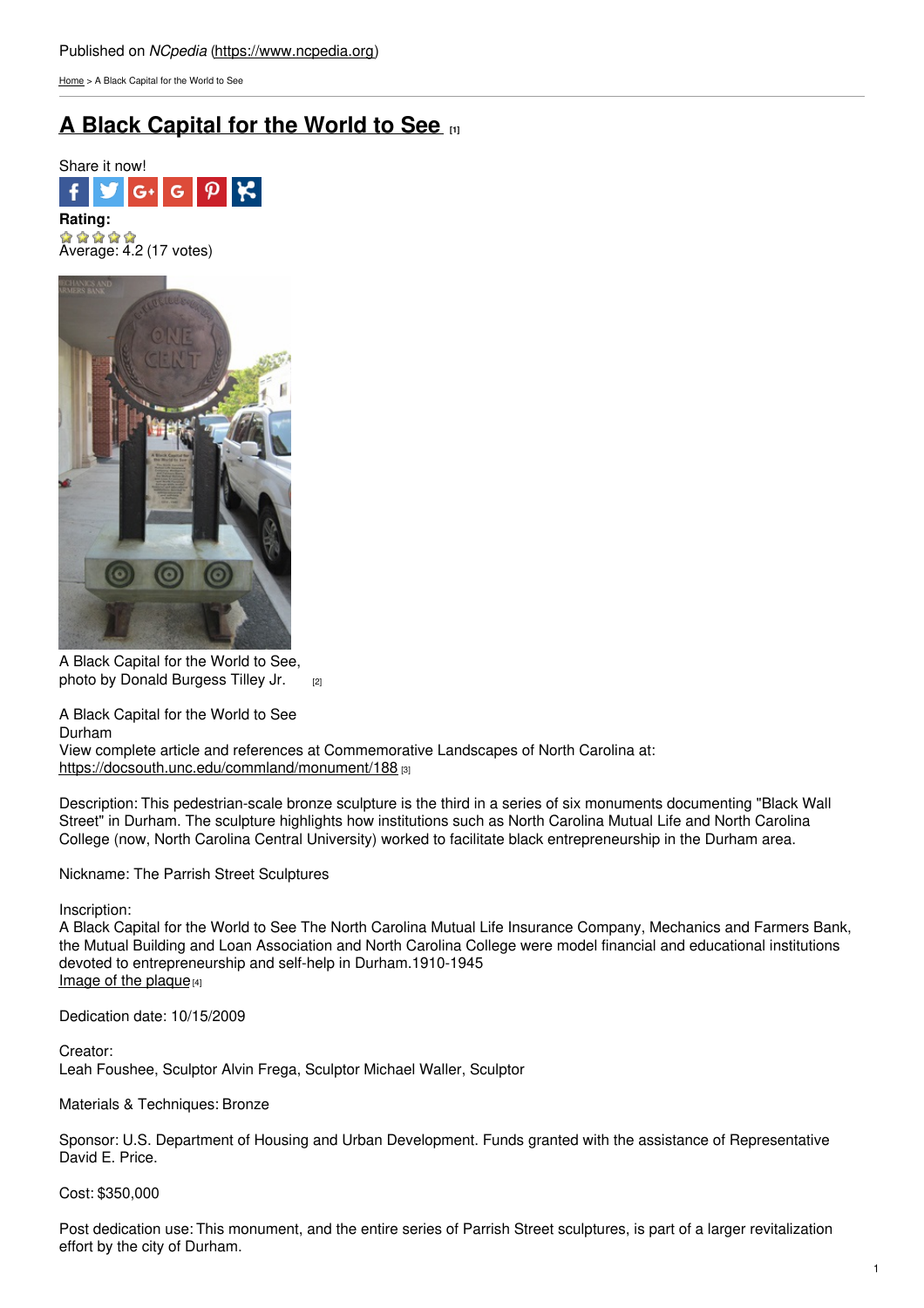Published on *NCpedia* (https://www.ncpedia.org)

Home > A Black Capital for the World to See

# A Black Capital for the World to See [1]

Share it now!

**Rating:**

Average: 4.2 (17 votes)

A Black Capital for the World to See, photo by Donald Burgess Tilley Jr. [2]

A Black Capital for the World to See
Durham
View complete article and references at Commemorative Landscapes of North Carolina at:
https://docsouth.unc.edu/commland/monument/188 [3]

Description: This pedestrian-scale bronze sculpture is the third in a series of six monuments documenting "Black Wall Street" in Durham. The sculpture highlights how institutions such as North Carolina Mutual Life and North Carolina College (now, North Carolina Central University) worked to facilitate black entrepreneurship in the Durham area.

Nickname: The Parrish Street Sculptures

Inscription:
A Black Capital for the World to See The North Carolina Mutual Life Insurance Company, Mechanics and Farmers Bank, the Mutual Building and Loan Association and North Carolina College were model financial and educational institutions devoted to entrepreneurship and self-help in Durham.1910-1945
Image of the plaque [4]

Dedication date: 10/15/2009

Creator:
Leah Foushee, Sculptor Alvin Frega, Sculptor Michael Waller, Sculptor

Materials & Techniques: Bronze

Sponsor: U.S. Department of Housing and Urban Development. Funds granted with the assistance of Representative David E. Price.

Cost: $350,000

Post dedication use: This monument, and the entire series of Parrish Street sculptures, is part of a larger revitalization effort by the city of Durham.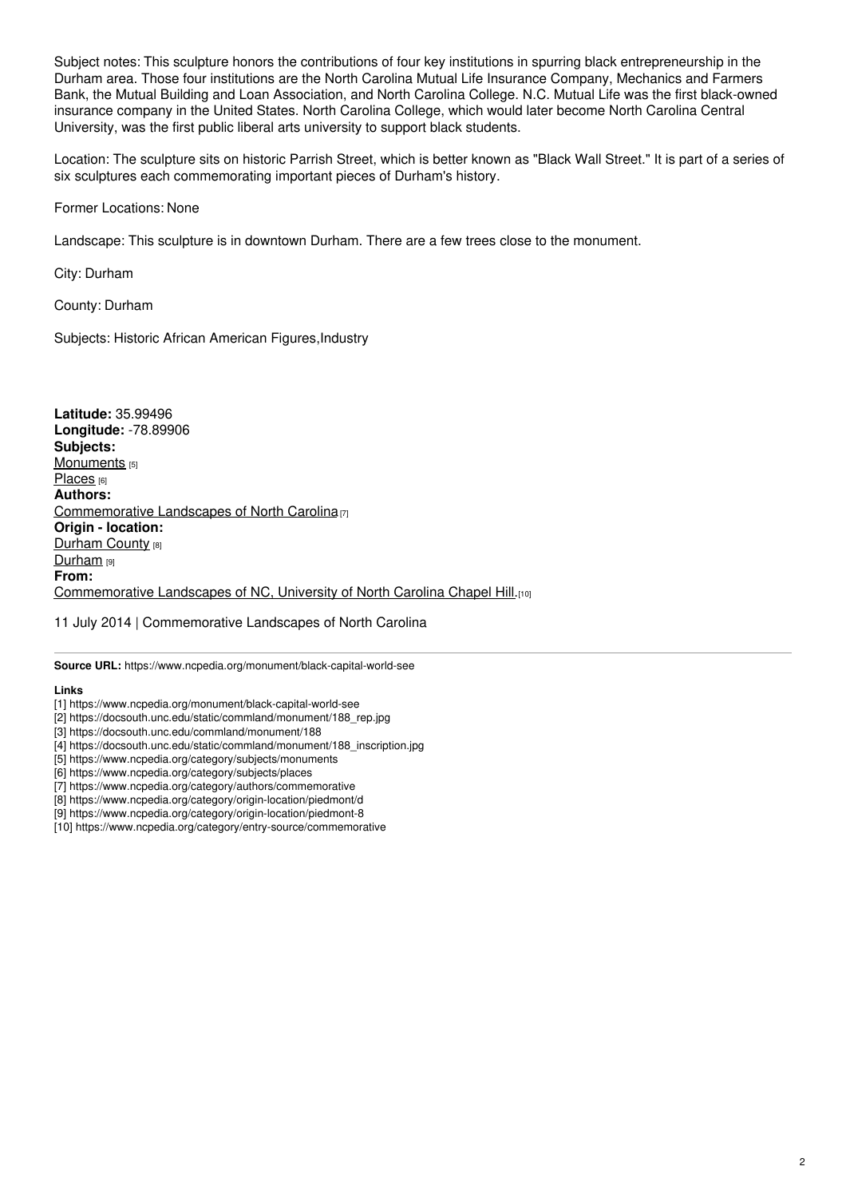Subject notes: This sculpture honors the contributions of four key institutions in spurring black entrepreneurship in the Durham area. Those four institutions are the North Carolina Mutual Life Insurance Company, Mechanics and Farmers Bank, the Mutual Building and Loan Association, and North Carolina College. N.C. Mutual Life was the first black-owned insurance company in the United States. North Carolina College, which would later become North Carolina Central University, was the first public liberal arts university to support black students.

Location: The sculpture sits on historic Parrish Street, which is better known as "Black Wall Street." It is part of a series of six sculptures each commemorating important pieces of Durham's history.

Former Locations: None

Landscape: This sculpture is in downtown Durham. There are a few trees close to the monument.

City: Durham

County: Durham

Subjects: Historic African American Figures,Industry

**Latitude:** 35.99496
**Longitude:** -78.89906
**Subjects:**
Monuments [5]
Places [6]
**Authors:**
Commemorative Landscapes of North Carolina [7]
**Origin - location:**
Durham County [8]
Durham [9]
**From:**
Commemorative Landscapes of NC, University of North Carolina Chapel Hill. [10]

11 July 2014 | Commemorative Landscapes of North Carolina

**Source URL:** https://www.ncpedia.org/monument/black-capital-world-see

**Links**

[1] https://www.ncpedia.org/monument/black-capital-world-see
[2] https://docsouth.unc.edu/static/commland/monument/188_rep.jpg
[3] https://docsouth.unc.edu/commland/monument/188
[4] https://docsouth.unc.edu/static/commland/monument/188_inscription.jpg
[5] https://www.ncpedia.org/category/subjects/monuments
[6] https://www.ncpedia.org/category/subjects/places
[7] https://www.ncpedia.org/category/authors/commemorative
[8] https://www.ncpedia.org/category/origin-location/piedmont/d
[9] https://www.ncpedia.org/category/origin-location/piedmont-8
[10] https://www.ncpedia.org/category/entry-source/commemorative